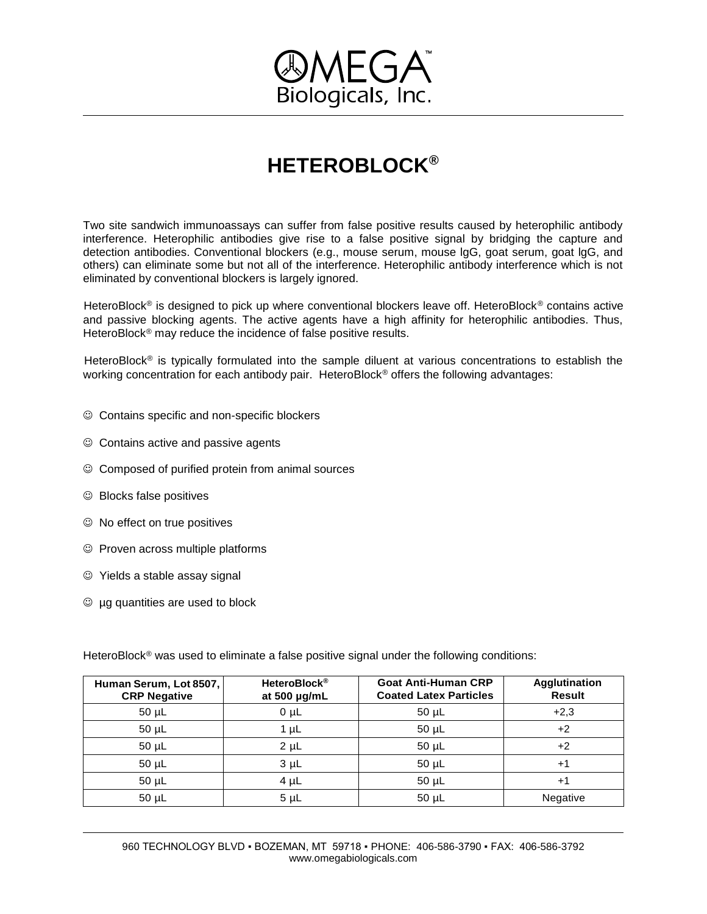# OMEGA Biologicals, Inc.

# HETEROBLOCK®

Two site sandwich immunoassays can suffer from false positive results caused by heterophilic antibody interference. Heterophilic antibodies give rise to a false positive signal by bridging the capture and detection antibodies. Conventional blockers (e.g., mouse serum, mouse IgG, goat serum, goat IgG, and others) can eliminate some but not all of the interference. Heterophilic antibody interference which is not eliminated by conventional blockers is largely ignored.

HeteroBlock® is designed to pick up where conventional blockers leave off. HeteroBlock® contains active and passive blocking agents. The active agents have a high affinity for heterophilic antibodies. Thus, HeteroBlock® may reduce the incidence of false positive results.

HeteroBlock® is typically formulated into the sample diluent at various concentrations to establish the working concentration for each antibody pair. HeteroBlock® offers the following advantages:

- ☺ Contains specific and non-specific blockers
- ☺ Contains active and passive agents
- ☺ Composed of purified protein from animal sources
- ☺ Blocks false positives
- ☺ No effect on true positives
- ☺ Proven across multiple platforms
- ☺ Yields a stable assay signal
- ☺ µg quantities are used to block

HeteroBlock® was used to eliminate a false positive signal under the following conditions:

| Human Serum, Lot 8507, CRP Negative | HeteroBlock® at 500 µg/mL | Goat Anti-Human CRP Coated Latex Particles | Agglutination Result |
|---|---|---|---|
| 50 µL | 0 µL | 50 µL | +2,3 |
| 50 µL | 1 µL | 50 µL | +2 |
| 50 µL | 2 µL | 50 µL | +2 |
| 50 µL | 3 µL | 50 µL | +1 |
| 50 µL | 4 µL | 50 µL | +1 |
| 50 µL | 5 µL | 50 µL | Negative |

960 TECHNOLOGY BLVD ▪ BOZEMAN, MT 59718 ▪ PHONE: 406-586-3790 ▪ FAX: 406-586-3792
www.omegabiologicals.com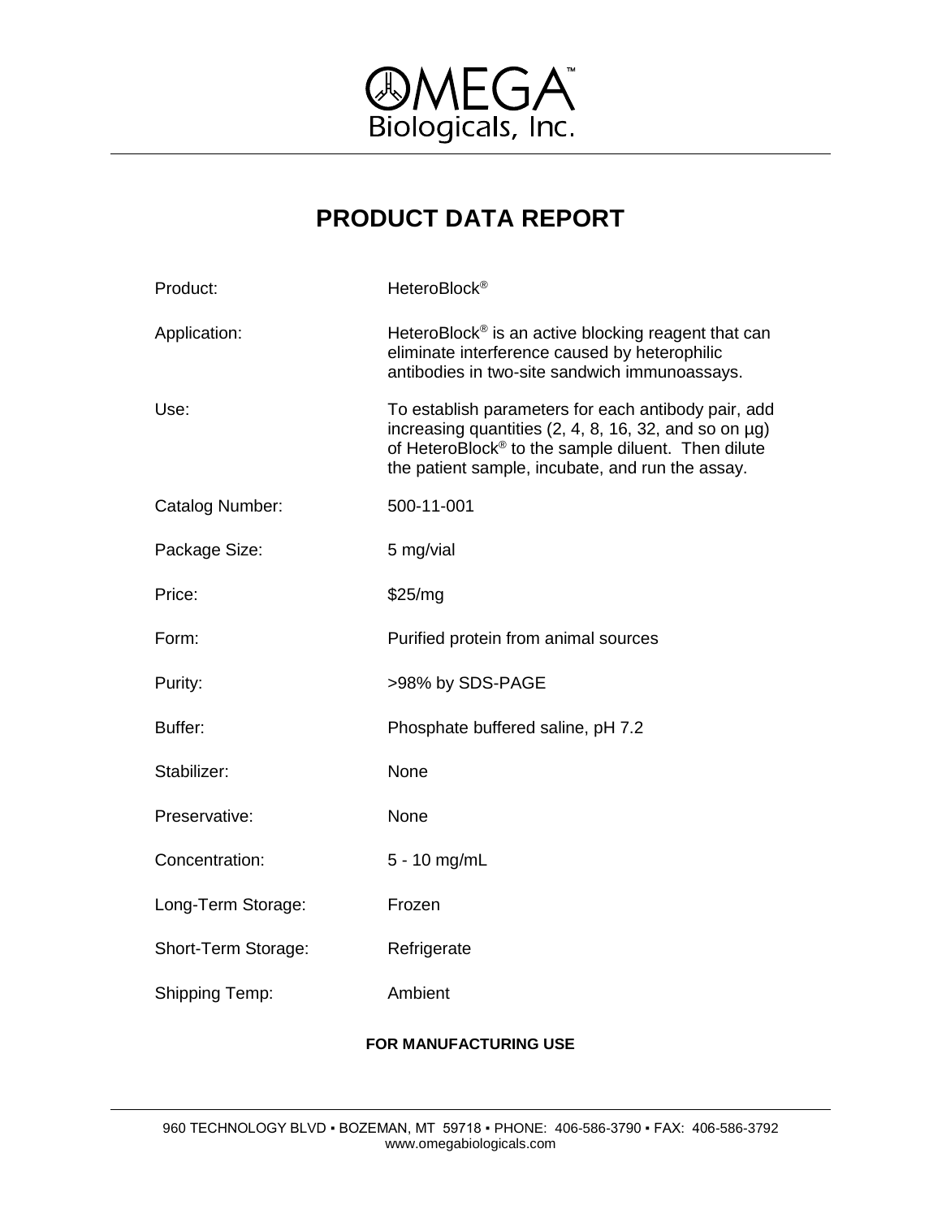OMEGA™
Biologicals, Inc.

# PRODUCT DATA REPORT

| | |
|---|---|
| Product: | HeteroBlock® |
| Application: | HeteroBlock® is an active blocking reagent that can eliminate interference caused by heterophilic antibodies in two-site sandwich immunoassays. |
| Use: | To establish parameters for each antibody pair, add increasing quantities (2, 4, 8, 16, 32, and so on µg) of HeteroBlock® to the sample diluent. Then dilute the patient sample, incubate, and run the assay. |
| Catalog Number: | 500-11-001 |
| Package Size: | 5 mg/vial |
| Price: | $25/mg |
| Form: | Purified protein from animal sources |
| Purity: | >98% by SDS-PAGE |
| Buffer: | Phosphate buffered saline, pH 7.2 |
| Stabilizer: | None |
| Preservative: | None |
| Concentration: | 5 - 10 mg/mL |
| Long-Term Storage: | Frozen |
| Short-Term Storage: | Refrigerate |
| Shipping Temp: | Ambient |

**FOR MANUFACTURING USE**

960 TECHNOLOGY BLVD ▪ BOZEMAN, MT 59718 ▪ PHONE: 406-586-3790 ▪ FAX: 406-586-3792
www.omegabiologicals.com